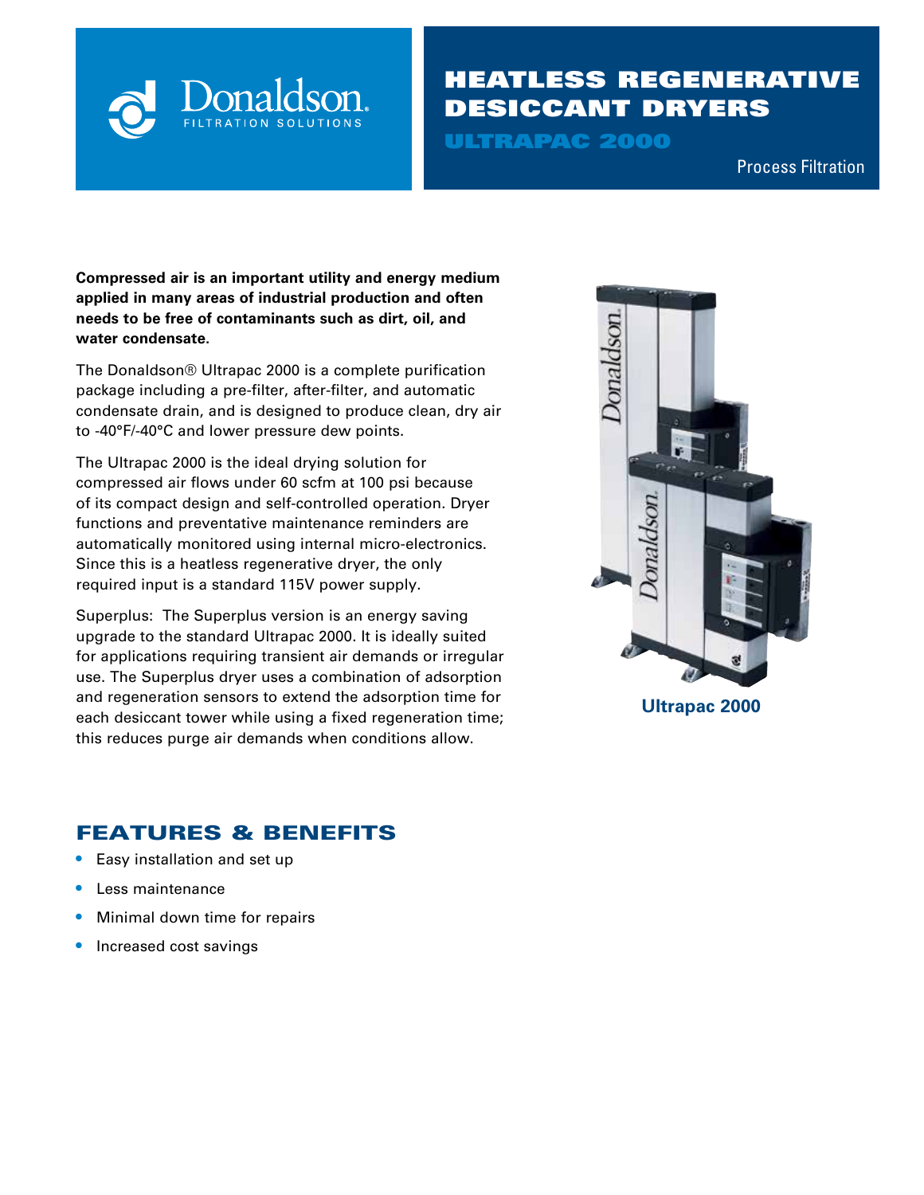Donaldson. FILTRATION SOLUTIONS

# HEATLESS REGENERATIVE DESICCANT DRYERS

## ULTRAPAC 2000

Process Filtration

**Compressed air is an important utility and energy medium applied in many areas of industrial production and often needs to be free of contaminants such as dirt, oil, and water condensate.**

The Donaldson® Ultrapac 2000 is a complete purification package including a pre-filter, after-filter, and automatic condensate drain, and is designed to produce clean, dry air to -40°F/-40°C and lower pressure dew points.

The Ultrapac 2000 is the ideal drying solution for compressed air flows under 60 scfm at 100 psi because of its compact design and self-controlled operation. Dryer functions and preventative maintenance reminders are automatically monitored using internal micro-electronics. Since this is a heatless regenerative dryer, the only required input is a standard 115V power supply.

Superplus: The Superplus version is an energy saving upgrade to the standard Ultrapac 2000. It is ideally suited for applications requiring transient air demands or irregular use. The Superplus dryer uses a combination of adsorption and regeneration sensors to extend the adsorption time for each desiccant tower while using a fixed regeneration time; this reduces purge air demands when conditions allow.

**Ultrapac 2000**

## FEATURES & BENEFITS

- Easy installation and set up
- Less maintenance
- Minimal down time for repairs
- Increased cost savings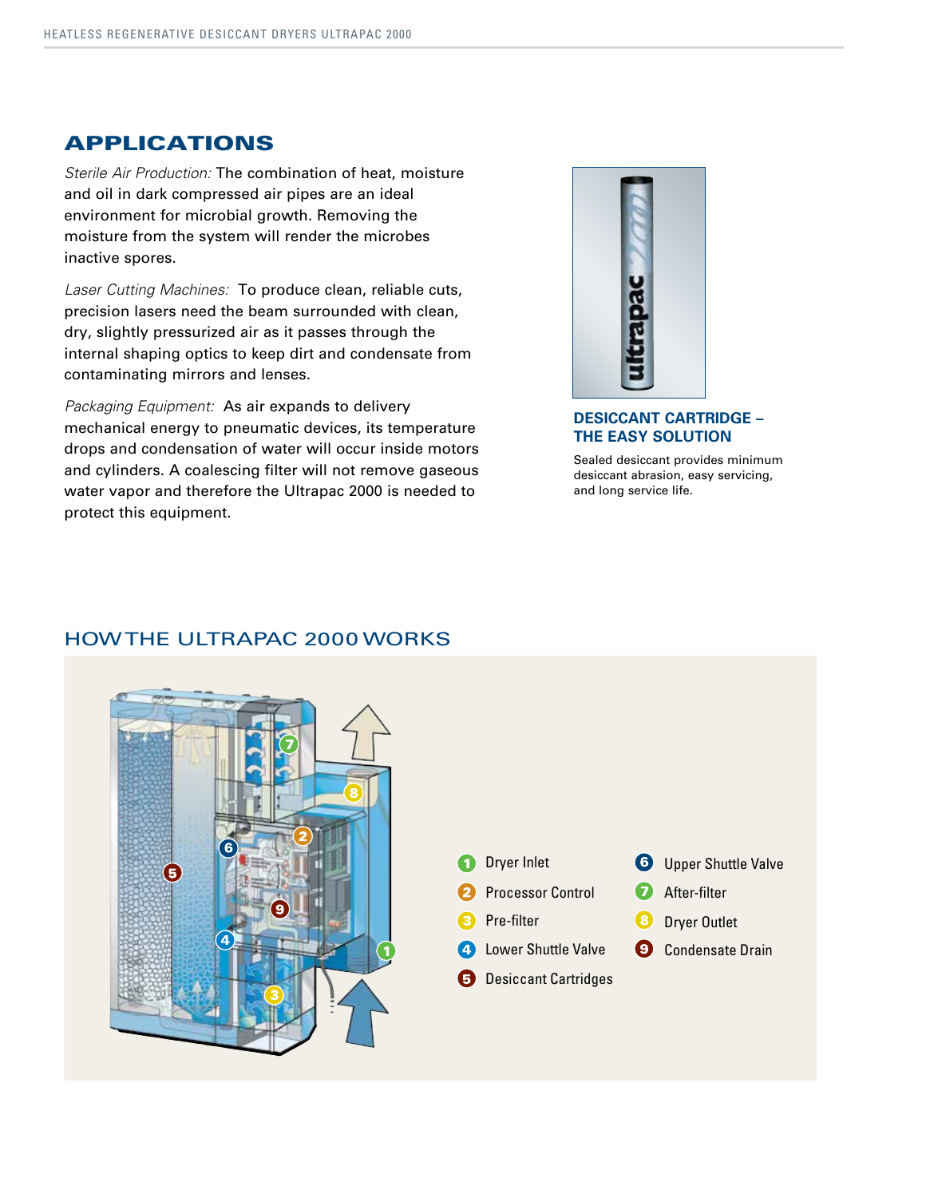## APPLICATIONS

*Sterile Air Production:* The combination of heat, moisture and oil in dark compressed air pipes are an ideal environment for microbial growth. Removing the moisture from the system will render the microbes inactive spores.

*Laser Cutting Machines:* To produce clean, reliable cuts, precision lasers need the beam surrounded with clean, dry, slightly pressurized air as it passes through the internal shaping optics to keep dirt and condensate from contaminating mirrors and lenses.

*Packaging Equipment:* As air expands to delivery mechanical energy to pneumatic devices, its temperature drops and condensation of water will occur inside motors and cylinders. A coalescing filter will not remove gaseous water vapor and therefore the Ultrapac 2000 is needed to protect this equipment.

**DESICCANT CARTRIDGE – THE EASY SOLUTION**

Sealed desiccant provides minimum desiccant abrasion, easy servicing, and long service life.

## HOW THE ULTRAPAC 2000 WORKS

1. Dryer Inlet
2. Processor Control
3. Pre-filter
4. Lower Shuttle Valve
5. Desiccant Cartridges
6. Upper Shuttle Valve
7. After-filter
8. Dryer Outlet
9. Condensate Drain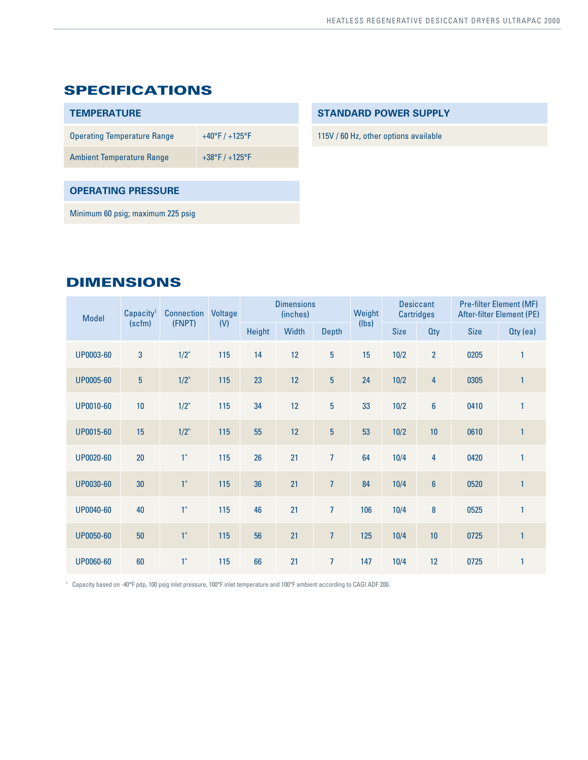# SPECIFICATIONS

## TEMPERATURE

| | |
|---|---|
| Operating Temperature Range | +40°F / +125°F |
| Ambient Temperature Range | +38°F / +125°F |

## OPERATING PRESSURE

Minimum 60 psig; maximum 225 psig

## STANDARD POWER SUPPLY

115V / 60 Hz, other options available

# DIMENSIONS

| Model | Capacity[1] (scfm) | Connection (FNPT) | Voltage (V) | Dimensions (inches) | | | Weight (lbs) | Desiccant Cartridges | | Pre-filter Element (MF) After-filter Element (PE) | |
|---|---|---|---|---|---|---|---|---|---|---|---|
| | | | | Height | Width | Depth | | Size | Qty | Size | Qty (ea) |
| UP0003-60 | 3 | 1/2" | 115 | 14 | 12 | 5 | 15 | 10/2 | 2 | 0205 | 1 |
| UP0005-60 | 5 | 1/2" | 115 | 23 | 12 | 5 | 24 | 10/2 | 4 | 0305 | 1 |
| UP0010-60 | 10 | 1/2" | 115 | 34 | 12 | 5 | 33 | 10/2 | 6 | 0410 | 1 |
| UP0015-60 | 15 | 1/2" | 115 | 55 | 12 | 5 | 53 | 10/2 | 10 | 0610 | 1 |
| UP0020-60 | 20 | 1" | 115 | 26 | 21 | 7 | 64 | 10/4 | 4 | 0420 | 1 |
| UP0030-60 | 30 | 1" | 115 | 36 | 21 | 7 | 84 | 10/4 | 6 | 0520 | 1 |
| UP0040-60 | 40 | 1" | 115 | 46 | 21 | 7 | 106 | 10/4 | 8 | 0525 | 1 |
| UP0050-60 | 50 | 1" | 115 | 56 | 21 | 7 | 125 | 10/4 | 10 | 0725 | 1 |
| UP0060-60 | 60 | 1" | 115 | 66 | 21 | 7 | 147 | 10/4 | 12 | 0725 | 1 |

[1] Capacity based on -40°F pdp, 100 psig inlet pressure, 100°F inlet temperature and 100°F ambient according to CAGI ADF 200.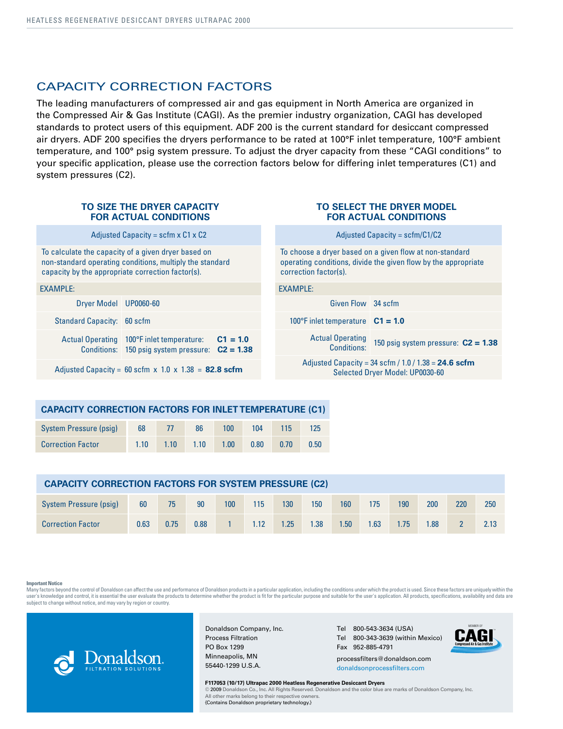## CAPACITY CORRECTION FACTORS

The leading manufacturers of compressed air and gas equipment in North America are organized in the Compressed Air & Gas Institute (CAGI). As the premier industry organization, CAGI has developed standards to protect users of this equipment. ADF 200 is the current standard for desiccant compressed air dryers. ADF 200 specifies the dryers performance to be rated at 100°F inlet temperature, 100°F ambient temperature, and 100° psig system pressure. To adjust the dryer capacity from these "CAGI conditions" to your specific application, please use the correction factors below for differing inlet temperatures (C1) and system pressures (C2).

### TO SIZE THE DRYER CAPACITY FOR ACTUAL CONDITIONS

Adjusted Capacity = scfm x C1 x C2

To calculate the capacity of a given dryer based on non-standard operating conditions, multiply the standard capacity by the appropriate correction factor(s).

EXAMPLE:

| | |
|---|---|
| Dryer Model | UP0060-60 |
| Standard Capacity: | 60 scfm |
| Actual Operating Conditions: | 100°F inlet temperature: **C1 = 1.0**<br>150 psig system pressure: **C2 = 1.38** |

Adjusted Capacity = 60 scfm x 1.0 x 1.38 = **82.8 scfm**

### TO SELECT THE DRYER MODEL FOR ACTUAL CONDITIONS

Adjusted Capacity = scfm/C1/C2

To choose a dryer based on a given flow at non-standard operating conditions, divide the given flow by the appropriate correction factor(s).

EXAMPLE:

| | |
|---|---|
| Given Flow | 34 scfm |
| 100°F inlet temperature | **C1 = 1.0** |
| Actual Operating Conditions: | 150 psig system pressure: **C2 = 1.38** |

Adjusted Capacity = 34 scfm / 1.0 / 1.38 = **24.6 scfm**
Selected Dryer Model: UP0030-60

### CAPACITY CORRECTION FACTORS FOR INLET TEMPERATURE (C1)

| System Pressure (psig) | 68 | 77 | 86 | 100 | 104 | 115 | 125 |
|---|---|---|---|---|---|---|---|
| Correction Factor | 1.10 | 1.10 | 1.10 | 1.00 | 0.80 | 0.70 | 0.50 |

### CAPACITY CORRECTION FACTORS FOR SYSTEM PRESSURE (C2)

| System Pressure (psig) | 60 | 75 | 90 | 100 | 115 | 130 | 150 | 160 | 175 | 190 | 200 | 220 | 250 |
|---|---|---|---|---|---|---|---|---|---|---|---|---|---|
| Correction Factor | 0.63 | 0.75 | 0.88 | 1 | 1.12 | 1.25 | 1.38 | 1.50 | 1.63 | 1.75 | 1.88 | 2 | 2.13 |

**Important Notice**
Many factors beyond the control of Donaldson can affect the use and performance of Donaldson products in a particular application, including the conditions under which the product is used. Since these factors are uniquely within the user's knowledge and control, it is essential the user evaluate the products to determine whether the product is fit for the particular purpose and suitable for the user's application. All products, specifications, availability and data are subject to change without notice, and may vary by region or country.

Donaldson. FILTRATION SOLUTIONS

Donaldson Company, Inc.
Process Filtration
PO Box 1299
Minneapolis, MN
55440-1299 U.S.A.

Tel 800-543-3634 (USA)
Tel 800-343-3639 (within Mexico)
Fax 952-885-4791

processfilters@donaldson.com
donaldsonprocessfilters.com

MEMBER OF CAGI Compressed Air & Gas Institute

**F117053 (10/17) Ultrapac 2000 Heatless Regenerative Desiccant Dryers**
© 2009 Donaldson Co., Inc. All Rights Reserved. Donaldson and the color blue are marks of Donaldson Company, Inc.
All other marks belong to their respective owners.
{Contains Donaldson proprietary technology.}